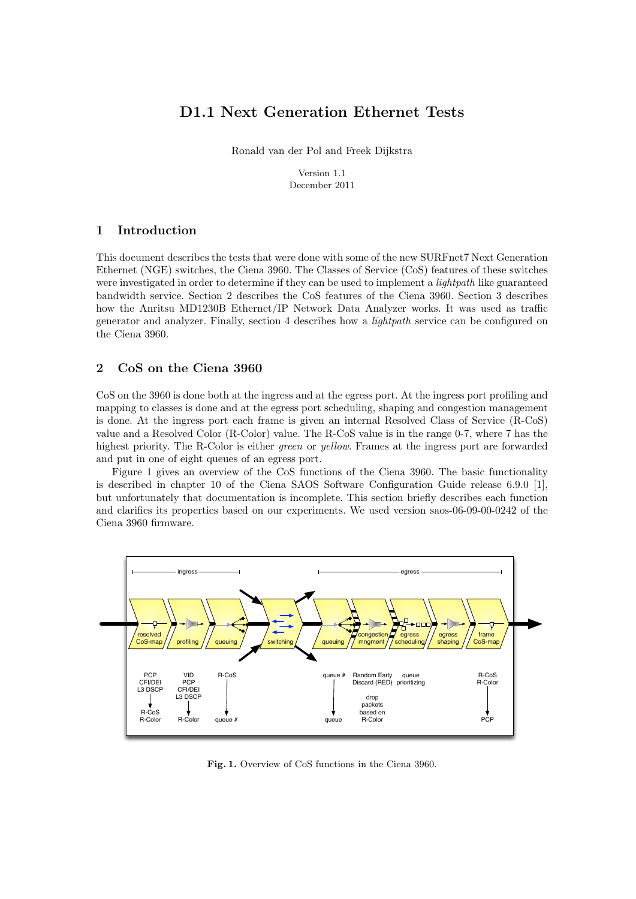# D1.1 Next Generation Ethernet Tests

Ronald van der Pol and Freek Dijkstra

Version 1.1
December 2011

## 1 Introduction

This document describes the tests that were done with some of the new SURFnet7 Next Generation Ethernet (NGE) switches, the Ciena 3960. The Classes of Service (CoS) features of these switches were investigated in order to determine if they can be used to implement a *lightpath* like guaranteed bandwidth service. Section 2 describes the CoS features of the Ciena 3960. Section 3 describes how the Anritsu MD1230B Ethernet/IP Network Data Analyzer works. It was used as traffic generator and analyzer. Finally, section 4 describes how a *lightpath* service can be configured on the Ciena 3960.

## 2 CoS on the Ciena 3960

CoS on the 3960 is done both at the ingress and at the egress port. At the ingress port profiling and mapping to classes is done and at the egress port scheduling, shaping and congestion management is done. At the ingress port each frame is given an internal Resolved Class of Service (R-CoS) value and a Resolved Color (R-Color) value. The R-CoS value is in the range 0-7, where 7 has the highest priority. The R-Color is either *green* or *yellow*. Frames at the ingress port are forwarded and put in one of eight queues of an egress port.

Figure 1 gives an overview of the CoS functions of the Ciena 3960. The basic functionality is described in chapter 10 of the Ciena SAOS Software Configuration Guide release 6.9.0 [1], but unfortunately that documentation is incomplete. This section briefly describes each function and clarifies its properties based on our experiments. We used version saos-06-09-00-0242 of the Ciena 3960 firmware.

**Fig. 1.** Overview of CoS functions in the Ciena 3960.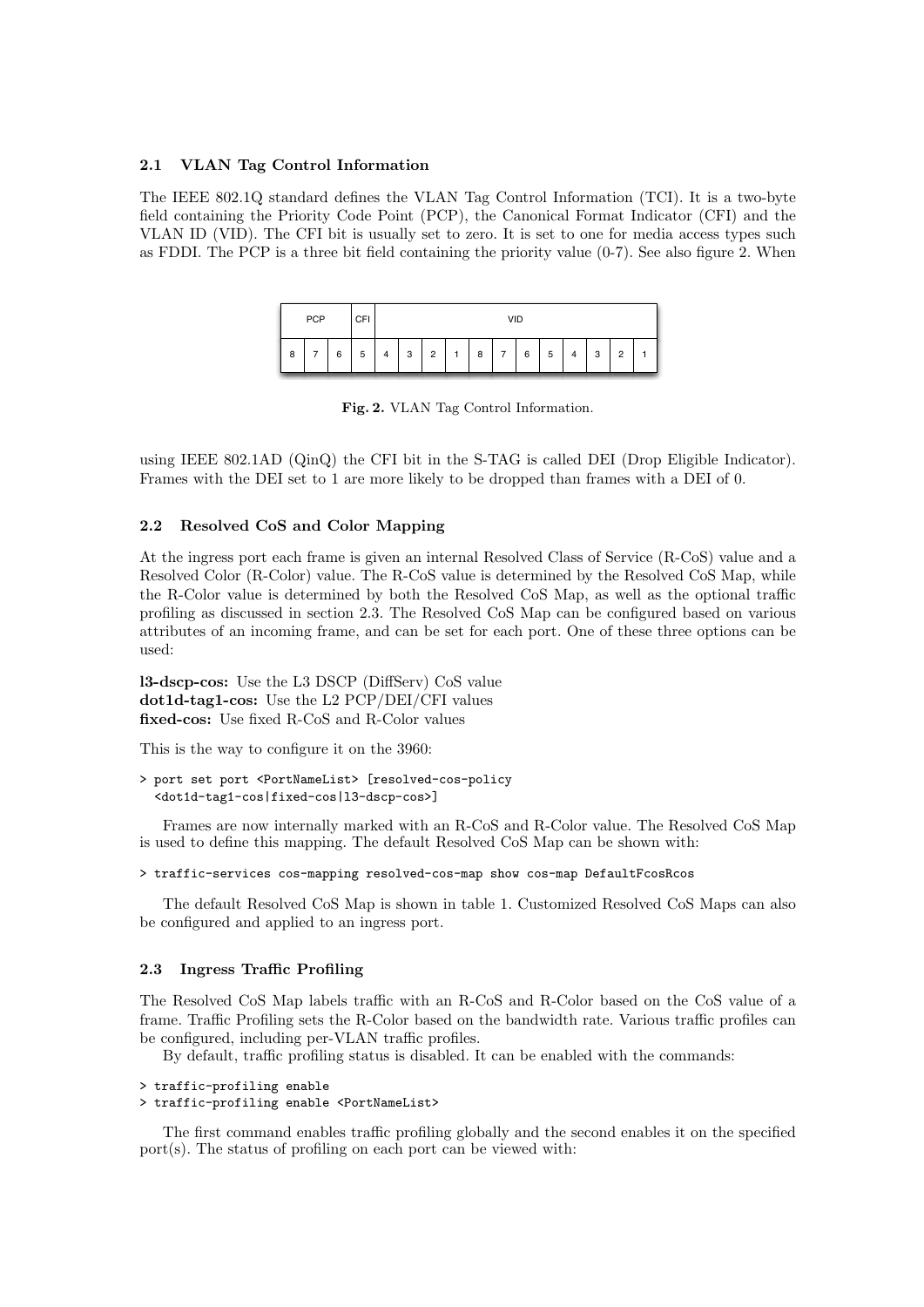### 2.1 VLAN Tag Control Information

The IEEE 802.1Q standard defines the VLAN Tag Control Information (TCI). It is a two-byte field containing the Priority Code Point (PCP), the Canonical Format Indicator (CFI) and the VLAN ID (VID). The CFI bit is usually set to zero. It is set to one for media access types such as FDDI. The PCP is a three bit field containing the priority value (0-7). See also figure 2. When

| PCP | | | CFI | VID | | | | | | | | | | | |
|---|---|---|---|---|---|---|---|---|---|---|---|---|---|---|---|
| 8 | 7 | 6 | 5 | 4 | 3 | 2 | 1 | 8 | 7 | 6 | 5 | 4 | 3 | 2 | 1 |

**Fig. 2.** VLAN Tag Control Information.

using IEEE 802.1AD (QinQ) the CFI bit in the S-TAG is called DEI (Drop Eligible Indicator). Frames with the DEI set to 1 are more likely to be dropped than frames with a DEI of 0.

### 2.2 Resolved CoS and Color Mapping

At the ingress port each frame is given an internal Resolved Class of Service (R-CoS) value and a Resolved Color (R-Color) value. The R-CoS value is determined by the Resolved CoS Map, while the R-Color value is determined by both the Resolved CoS Map, as well as the optional traffic profiling as discussed in section 2.3. The Resolved CoS Map can be configured based on various attributes of an incoming frame, and can be set for each port. One of these three options can be used:

**l3-dscp-cos:** Use the L3 DSCP (DiffServ) CoS value
**dot1d-tag1-cos:** Use the L2 PCP/DEI/CFI values
**fixed-cos:** Use fixed R-CoS and R-Color values

This is the way to configure it on the 3960:

```
> port set port <PortNameList> [resolved-cos-policy
  <dot1d-tag1-cos|fixed-cos|l3-dscp-cos>]
```

Frames are now internally marked with an R-CoS and R-Color value. The Resolved CoS Map is used to define this mapping. The default Resolved CoS Map can be shown with:

```
> traffic-services cos-mapping resolved-cos-map show cos-map DefaultFcosRcos
```

The default Resolved CoS Map is shown in table 1. Customized Resolved CoS Maps can also be configured and applied to an ingress port.

### 2.3 Ingress Traffic Profiling

The Resolved CoS Map labels traffic with an R-CoS and R-Color based on the CoS value of a frame. Traffic Profiling sets the R-Color based on the bandwidth rate. Various traffic profiles can be configured, including per-VLAN traffic profiles.

By default, traffic profiling status is disabled. It can be enabled with the commands:

```
> traffic-profiling enable
> traffic-profiling enable <PortNameList>
```

The first command enables traffic profiling globally and the second enables it on the specified port(s). The status of profiling on each port can be viewed with: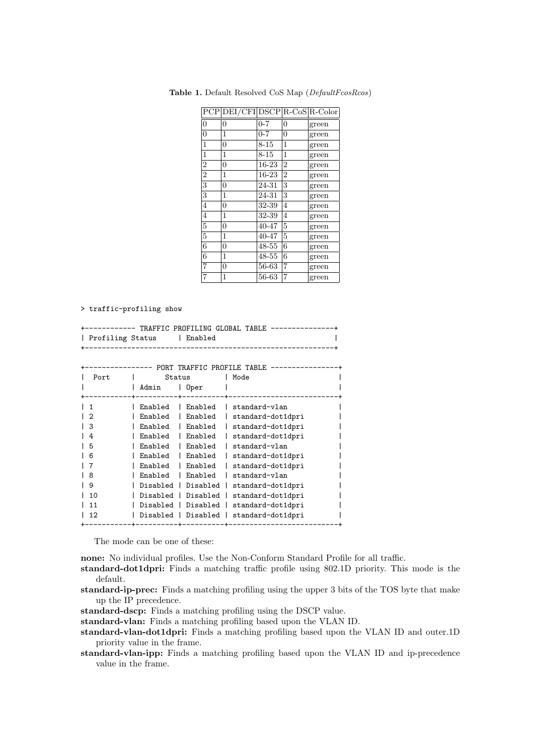**Table 1.** Default Resolved CoS Map (*DefaultFcosRcos*)

| PCP | DEI/CFI | DSCP | R-CoS | R-Color |
|---|---|---|---|---|
| 0 | 0 | 0-7 | 0 | green |
| 0 | 1 | 0-7 | 0 | green |
| 1 | 0 | 8-15 | 1 | green |
| 1 | 1 | 8-15 | 1 | green |
| 2 | 0 | 16-23 | 2 | green |
| 2 | 1 | 16-23 | 2 | green |
| 3 | 0 | 24-31 | 3 | green |
| 3 | 1 | 24-31 | 3 | green |
| 4 | 0 | 32-39 | 4 | green |
| 4 | 1 | 32-39 | 4 | green |
| 5 | 0 | 40-47 | 5 | green |
| 5 | 1 | 40-47 | 5 | green |
| 6 | 0 | 48-55 | 6 | green |
| 6 | 1 | 48-55 | 6 | green |
| 7 | 0 | 56-63 | 7 | green |
| 7 | 1 | 56-63 | 7 | green |

```
> traffic-profiling show

+------------ TRAFFIC PROFILING GLOBAL TABLE ---------------+
| Profiling Status     | Enabled                            |
+-----------------------------------------------------------+

+---------------- PORT TRAFFIC PROFILE TABLE ----------------+
|  Port      |       Status        | Mode                     |
|            | Admin    | Oper     |                          |
+-----------+----------+----------+--------------------------+
| 1          | Enabled  | Enabled  | standard-vlan            |
| 2          | Enabled  | Enabled  | standard-dot1dpri        |
| 3          | Enabled  | Enabled  | standard-dot1dpri        |
| 4          | Enabled  | Enabled  | standard-dot1dpri        |
| 5          | Enabled  | Enabled  | standard-vlan            |
| 6          | Enabled  | Enabled  | standard-dot1dpri        |
| 7          | Enabled  | Enabled  | standard-dot1dpri        |
| 8          | Enabled  | Enabled  | standard-vlan            |
| 9          | Disabled | Disabled | standard-dot1dpri        |
| 10         | Disabled | Disabled | standard-dot1dpri        |
| 11         | Disabled | Disabled | standard-dot1dpri        |
| 12         | Disabled | Disabled | standard-dot1dpri        |
+-----------+----------+----------+--------------------------+
```

The mode can be one of these:

**none:** No individual profiles. Use the Non-Conform Standard Profile for all traffic.

**standard-dot1dpri:** Finds a matching traffic profile using 802.1D priority. This mode is the default.

**standard-ip-prec:** Finds a matching profiling using the upper 3 bits of the TOS byte that make up the IP precedence.

**standard-dscp:** Finds a matching profiling using the DSCP value.

**standard-vlan:** Finds a matching profiling based upon the VLAN ID.

**standard-vlan-dot1dpri:** Finds a matching profiling based upon the VLAN ID and outer.1D priority value in the frame.

**standard-vlan-ipp:** Finds a matching profiling based upon the VLAN ID and ip-precedence value in the frame.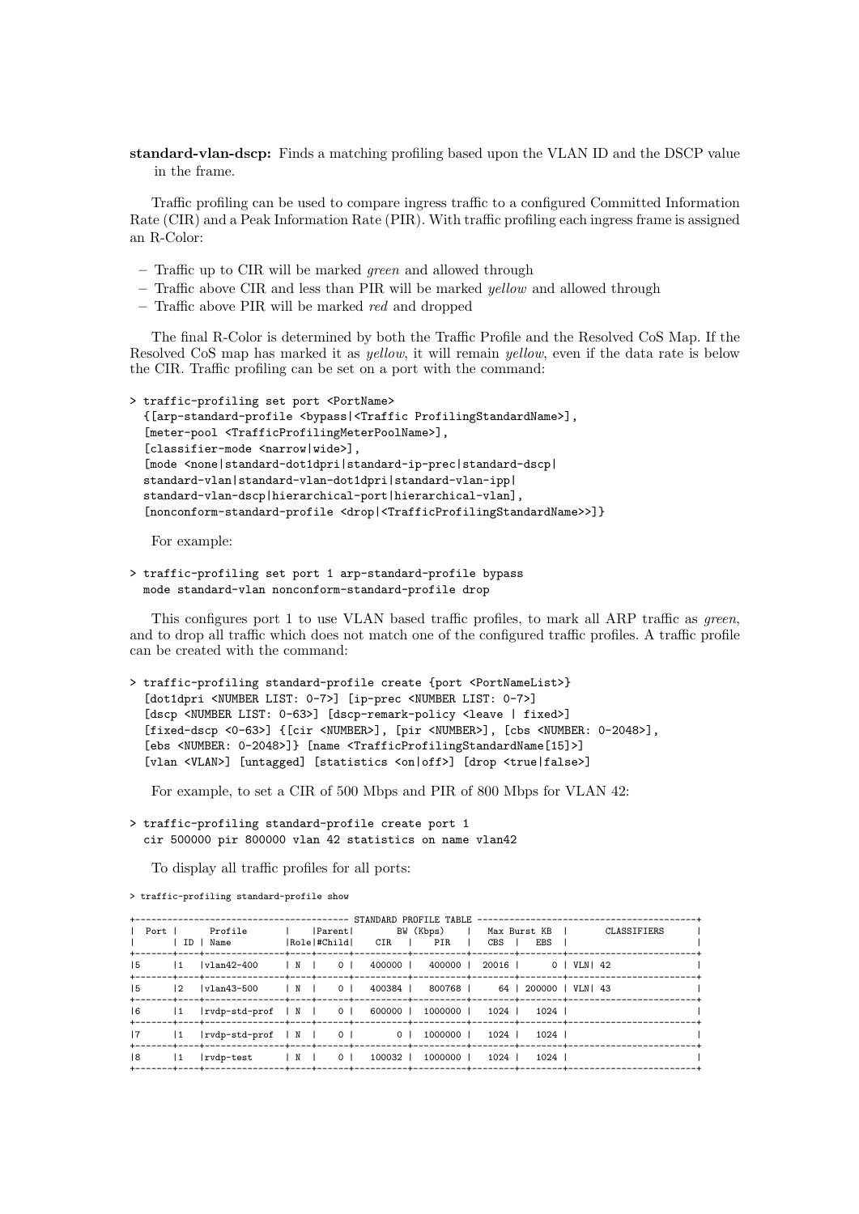**standard-vlan-dscp:** Finds a matching profiling based upon the VLAN ID and the DSCP value in the frame.

Traffic profiling can be used to compare ingress traffic to a configured Committed Information Rate (CIR) and a Peak Information Rate (PIR). With traffic profiling each ingress frame is assigned an R-Color:

– Traffic up to CIR will be marked *green* and allowed through
– Traffic above CIR and less than PIR will be marked *yellow* and allowed through
– Traffic above PIR will be marked *red* and dropped

The final R-Color is determined by both the Traffic Profile and the Resolved CoS Map. If the Resolved CoS map has marked it as *yellow*, it will remain *yellow*, even if the data rate is below the CIR. Traffic profiling can be set on a port with the command:

```
> traffic-profiling set port <PortName>
  {[arp-standard-profile <bypass|<Traffic ProfilingStandardName>],
  [meter-pool <TrafficProfilingMeterPoolName>],
  [classifier-mode <narrow|wide>],
  [mode <none|standard-dot1dpri|standard-ip-prec|standard-dscp|
  standard-vlan|standard-vlan-dot1dpri|standard-vlan-ipp|
  standard-vlan-dscp|hierarchical-port|hierarchical-vlan],
  [nonconform-standard-profile <drop|<TrafficProfilingStandardName>>]}
```

For example:

```
> traffic-profiling set port 1 arp-standard-profile bypass
  mode standard-vlan nonconform-standard-profile drop
```

This configures port 1 to use VLAN based traffic profiles, to mark all ARP traffic as *green*, and to drop all traffic which does not match one of the configured traffic profiles. A traffic profile can be created with the command:

```
> traffic-profiling standard-profile create {port <PortNameList>}
  [dot1dpri <NUMBER LIST: 0-7>] [ip-prec <NUMBER LIST: 0-7>]
  [dscp <NUMBER LIST: 0-63>] [dscp-remark-policy <leave | fixed>]
  [fixed-dscp <0-63>] {[cir <NUMBER>], [pir <NUMBER>], [cbs <NUMBER: 0-2048>],
  [ebs <NUMBER: 0-2048>]} [name <TrafficProfilingStandardName[15]>]
  [vlan <VLAN>] [untagged] [statistics <on|off>] [drop <true|false>]
```

For example, to set a CIR of 500 Mbps and PIR of 800 Mbps for VLAN 42:

```
> traffic-profiling standard-profile create port 1
  cir 500000 pir 800000 vlan 42 statistics on name vlan42
```

To display all traffic profiles for all ports:

```
> traffic-profiling standard-profile show

+---------------------------------------- STANDARD PROFILE TABLE -----------------------------------------+
| Port |      Profile        |    |Parent|      BW (Kbps)      |  Max Burst KB  |       CLASSIFIERS       |
|      | ID | Name           |Role|#Child|   CIR   |    PIR    |  CBS  |  EBS   |                         |
+------+----+----------------+----+------+---------+-----------+-------+--------+-------------------------+
|5     |1   |vlan42-400      | N  |    0 |  400000 |   400000 | 20016 |      0 | VLN| 42                 |
+------+----+----------------+----+------+---------+-----------+-------+--------+-------------------------+
|5     |2   |vlan43-500      | N  |    0 |  400384 |   800768 |    64 | 200000 | VLN| 43                 |
+------+----+----------------+----+------+---------+-----------+-------+--------+-------------------------+
|6     |1   |rvdp-std-prof   | N  |    0 |  600000 |  1000000 |  1024 |   1024 |                         |
+------+----+----------------+----+------+---------+-----------+-------+--------+-------------------------+
|7     |1   |rvdp-std-prof   | N  |    0 |       0 |  1000000 |  1024 |   1024 |                         |
+------+----+----------------+----+------+---------+-----------+-------+--------+-------------------------+
|8     |1   |rvdp-test       | N  |    0 |  100032 |  1000000 |  1024 |   1024 |                         |
+------+----+----------------+----+------+---------+-----------+-------+--------+-------------------------+
```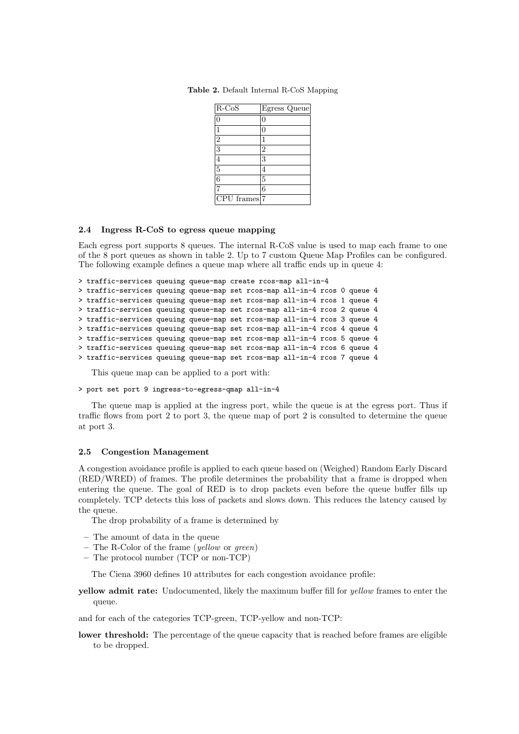**Table 2.** Default Internal R-CoS Mapping

| R-CoS | Egress Queue |
| --- | --- |
| 0 | 0 |
| 1 | 0 |
| 2 | 1 |
| 3 | 2 |
| 4 | 3 |
| 5 | 4 |
| 6 | 5 |
| 7 | 6 |
| CPU frames | 7 |

### 2.4 Ingress R-CoS to egress queue mapping

Each egress port supports 8 queues. The internal R-CoS value is used to map each frame to one of the 8 port queues as shown in table 2. Up to 7 custom Queue Map Profiles can be configured. The following example defines a queue map where all traffic ends up in queue 4:

```
> traffic-services queuing queue-map create rcos-map all-in-4
> traffic-services queuing queue-map set rcos-map all-in-4 rcos 0 queue 4
> traffic-services queuing queue-map set rcos-map all-in-4 rcos 1 queue 4
> traffic-services queuing queue-map set rcos-map all-in-4 rcos 2 queue 4
> traffic-services queuing queue-map set rcos-map all-in-4 rcos 3 queue 4
> traffic-services queuing queue-map set rcos-map all-in-4 rcos 4 queue 4
> traffic-services queuing queue-map set rcos-map all-in-4 rcos 5 queue 4
> traffic-services queuing queue-map set rcos-map all-in-4 rcos 6 queue 4
> traffic-services queuing queue-map set rcos-map all-in-4 rcos 7 queue 4
```

This queue map can be applied to a port with:

```
> port set port 9 ingress-to-egress-qmap all-in-4
```

The queue map is applied at the ingress port, while the queue is at the egress port. Thus if traffic flows from port 2 to port 3, the queue map of port 2 is consulted to determine the queue at port 3.

### 2.5 Congestion Management

A congestion avoidance profile is applied to each queue based on (Weighed) Random Early Discard (RED/WRED) of frames. The profile determines the probability that a frame is dropped when entering the queue. The goal of RED is to drop packets even before the queue buffer fills up completely. TCP detects this loss of packets and slows down. This reduces the latency caused by the queue.

The drop probability of a frame is determined by

- The amount of data in the queue
- The R-Color of the frame (*yellow* or *green*)
- The protocol number (TCP or non-TCP)

The Ciena 3960 defines 10 attributes for each congestion avoidance profile:

**yellow admit rate:** Undocumented, likely the maximum buffer fill for *yellow* frames to enter the queue.

and for each of the categories TCP-green, TCP-yellow and non-TCP:

**lower threshold:** The percentage of the queue capacity that is reached before frames are eligible to be dropped.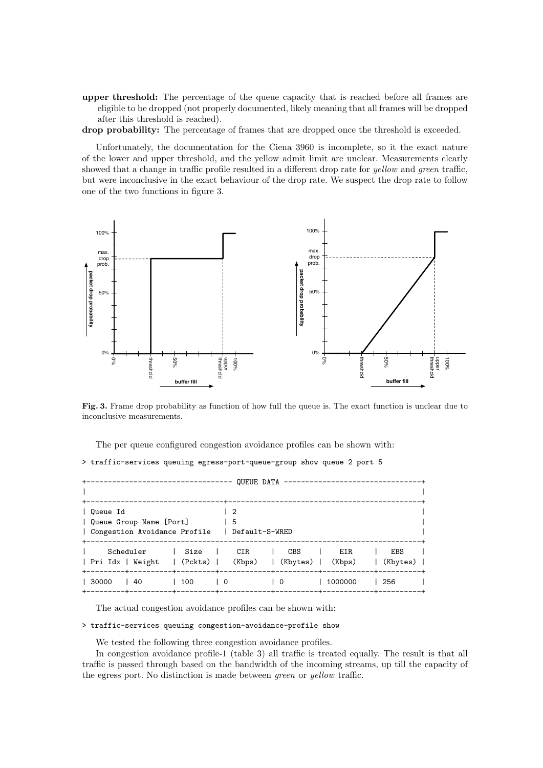**upper threshold:** The percentage of the queue capacity that is reached before all frames are eligible to be dropped (not properly documented, likely meaning that all frames will be dropped after this threshold is reached).

**drop probability:** The percentage of frames that are dropped once the threshold is exceeded.

Unfortunately, the documentation for the Ciena 3960 is incomplete, so it the exact nature of the lower and upper threshold, and the yellow admit limit are unclear. Measurements clearly showed that a change in traffic profile resulted in a different drop rate for *yellow* and *green* traffic, but were inconclusive in the exact behaviour of the drop rate. We suspect the drop rate to follow one of the two functions in figure 3.

**Fig. 3.** Frame drop probability as function of how full the queue is. The exact function is unclear due to inconclusive measurements.

The per queue configured congestion avoidance profiles can be shown with:

```
> traffic-services queuing egress-port-queue-group show queue 2 port 5
```

```
+---------------------------------- QUEUE DATA --------------------------------+
|                                                                              |
+--------------------------------+---------------------------------------------+
| Queue Id                       | 2                                           |
| Queue Group Name [Port]        | 5                                           |
| Congestion Avoidance Profile   | Default-S-WRED                              |
+-------------------------------------------------------------------------------+
|     Scheduler     |  Size   |    CIR     |   CBS    |    EIR     |   EBS    |
| Pri Idx | Weight  | (Pckts) |   (Kbps)   | (Kbytes) |   (Kbps)   | (Kbytes) |
+---------+---------+---------+------------+----------+------------+----------+
| 30000   | 40      | 100     | 0          | 0        | 1000000    | 256      |
+---------+---------+---------+------------+----------+------------+----------+
```

The actual congestion avoidance profiles can be shown with:

```
> traffic-services queuing congestion-avoidance-profile show
```

We tested the following three congestion avoidance profiles.

In congestion avoidance profile-1 (table 3) all traffic is treated equally. The result is that all traffic is passed through based on the bandwidth of the incoming streams, up till the capacity of the egress port. No distinction is made between *green* or *yellow* traffic.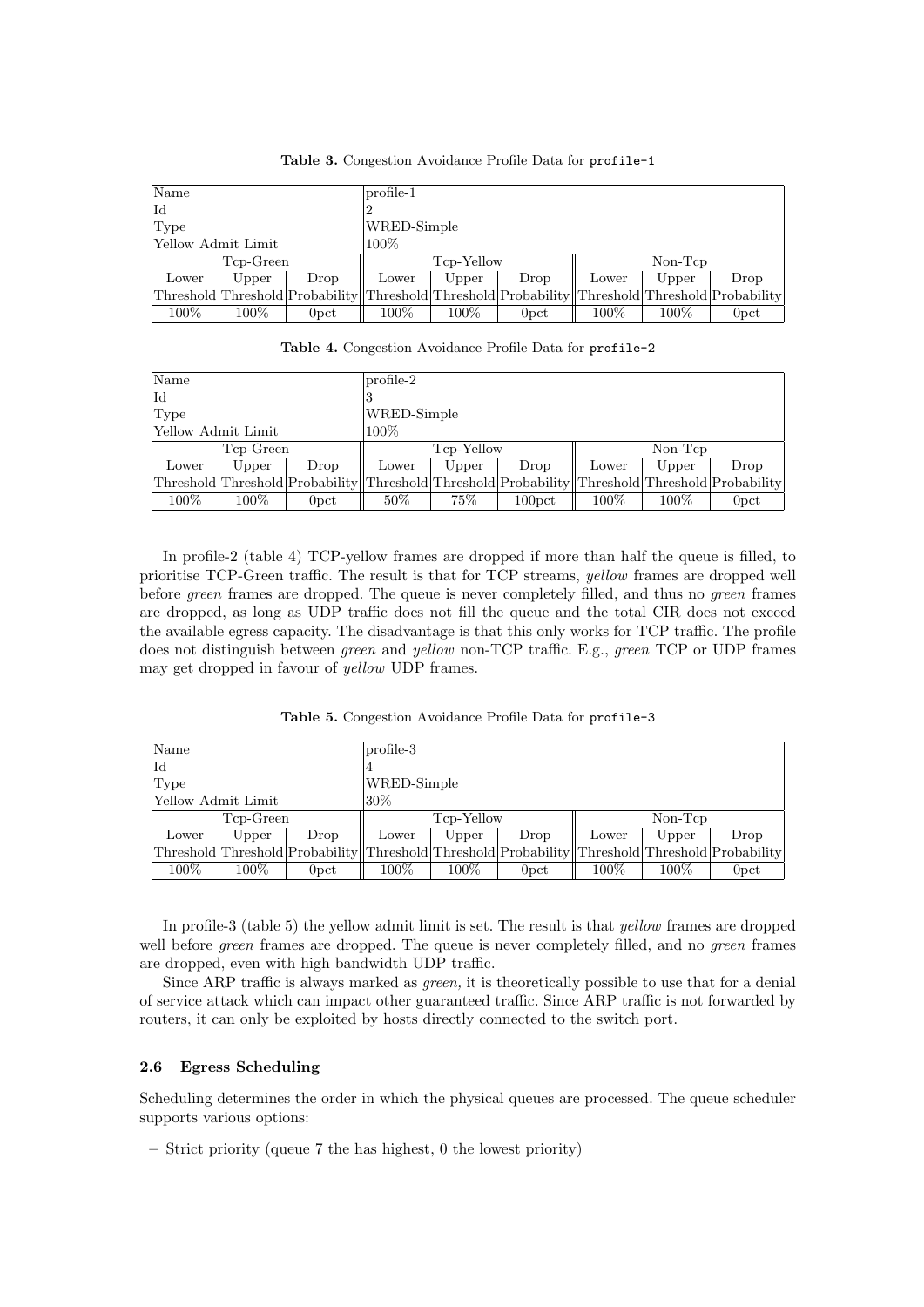**Table 3.** Congestion Avoidance Profile Data for `profile-1`

| Name | | | profile-1 | | | | | |
|---|---|---|---|---|---|---|---|---|
| Id | | | 2 | | | | | |
| Type | | | WRED-Simple | | | | | |
| Yellow Admit Limit | | | 100% | | | | | |
| Tcp-Green | | | Tcp-Yellow | | | Non-Tcp | | |
| Lower Threshold | Upper Threshold | Drop Probability | Lower Threshold | Upper Threshold | Drop Probability | Lower Threshold | Upper Threshold | Drop Probability |
| 100% | 100% | 0pct | 100% | 100% | 0pct | 100% | 100% | 0pct |

**Table 4.** Congestion Avoidance Profile Data for `profile-2`

| Name | | | profile-2 | | | | | |
|---|---|---|---|---|---|---|---|---|
| Id | | | 3 | | | | | |
| Type | | | WRED-Simple | | | | | |
| Yellow Admit Limit | | | 100% | | | | | |
| Tcp-Green | | | Tcp-Yellow | | | Non-Tcp | | |
| Lower Threshold | Upper Threshold | Drop Probability | Lower Threshold | Upper Threshold | Drop Probability | Lower Threshold | Upper Threshold | Drop Probability |
| 100% | 100% | 0pct | 50% | 75% | 100pct | 100% | 100% | 0pct |

In profile-2 (table 4) TCP-yellow frames are dropped if more than half the queue is filled, to prioritise TCP-Green traffic. The result is that for TCP streams, *yellow* frames are dropped well before *green* frames are dropped. The queue is never completely filled, and thus no *green* frames are dropped, as long as UDP traffic does not fill the queue and the total CIR does not exceed the available egress capacity. The disadvantage is that this only works for TCP traffic. The profile does not distinguish between *green* and *yellow* non-TCP traffic. E.g., *green* TCP or UDP frames may get dropped in favour of *yellow* UDP frames.

**Table 5.** Congestion Avoidance Profile Data for `profile-3`

| Name | | | profile-3 | | | | | |
|---|---|---|---|---|---|---|---|---|
| Id | | | 4 | | | | | |
| Type | | | WRED-Simple | | | | | |
| Yellow Admit Limit | | | 30% | | | | | |
| Tcp-Green | | | Tcp-Yellow | | | Non-Tcp | | |
| Lower Threshold | Upper Threshold | Drop Probability | Lower Threshold | Upper Threshold | Drop Probability | Lower Threshold | Upper Threshold | Drop Probability |
| 100% | 100% | 0pct | 100% | 100% | 0pct | 100% | 100% | 0pct |

In profile-3 (table 5) the yellow admit limit is set. The result is that *yellow* frames are dropped well before *green* frames are dropped. The queue is never completely filled, and no *green* frames are dropped, even with high bandwidth UDP traffic.

Since ARP traffic is always marked as *green,* it is theoretically possible to use that for a denial of service attack which can impact other guaranteed traffic. Since ARP traffic is not forwarded by routers, it can only be exploited by hosts directly connected to the switch port.

### 2.6 Egress Scheduling

Scheduling determines the order in which the physical queues are processed. The queue scheduler supports various options:

- Strict priority (queue 7 the has highest, 0 the lowest priority)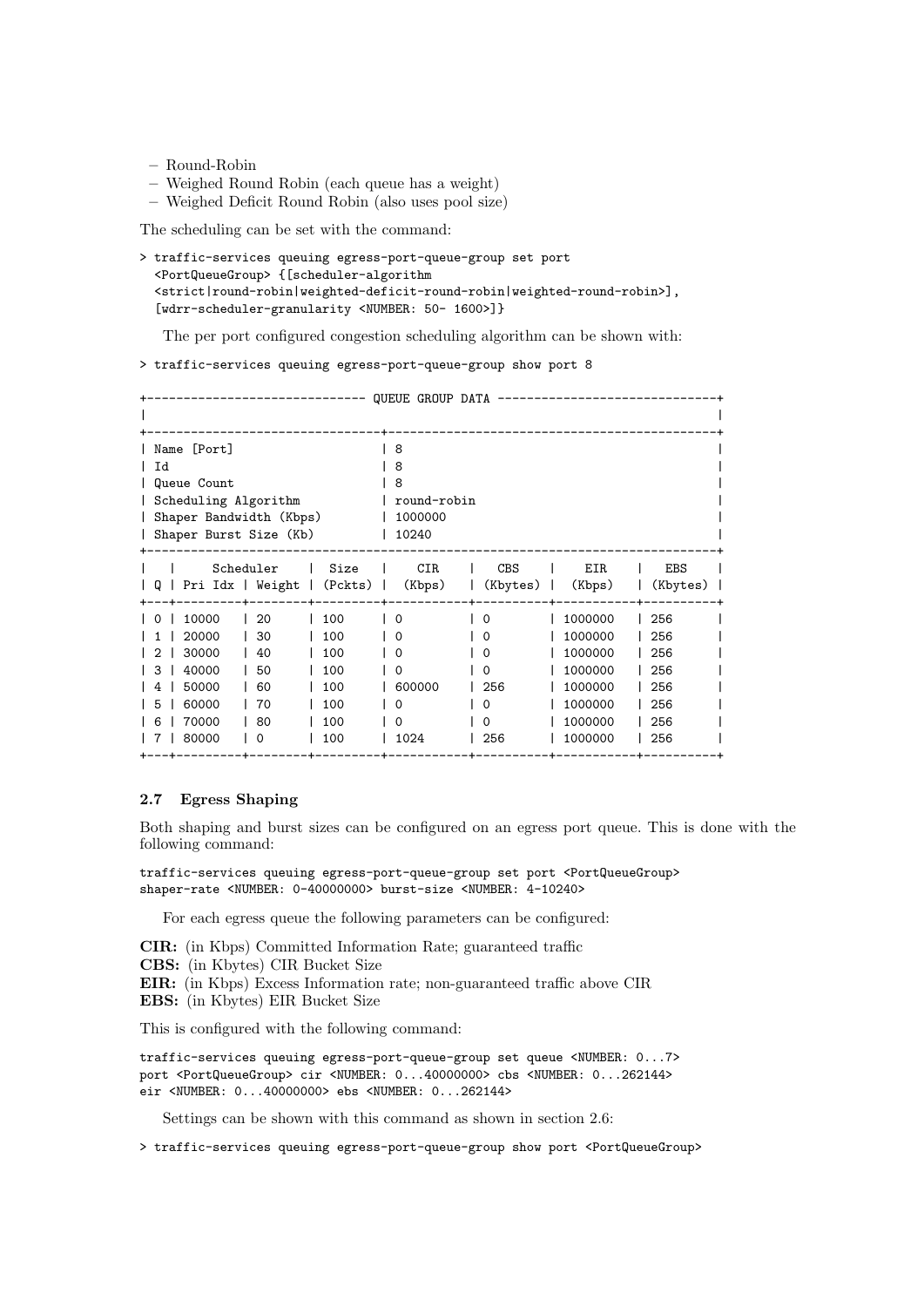- Round-Robin
- Weighed Round Robin (each queue has a weight)
- Weighed Deficit Round Robin (also uses pool size)

The scheduling can be set with the command:

```
> traffic-services queuing egress-port-queue-group set port
  <PortQueueGroup> {[scheduler-algorithm
  <strict|round-robin|weighted-deficit-round-robin|weighted-round-robin>],
  [wdrr-scheduler-granularity <NUMBER: 50- 1600>]}
```

The per port configured congestion scheduling algorithm can be shown with:

```
> traffic-services queuing egress-port-queue-group show port 8

+------------------------------ QUEUE GROUP DATA ------------------------------+
|                                                                              |
+--------------------------------+---------------------------------------------+
| Name [Port]                    | 8                                           |
| Id                             | 8                                           |
| Queue Count                    | 8                                           |
| Scheduling Algorithm           | round-robin                                 |
| Shaper Bandwidth (Kbps)        | 1000000                                     |
| Shaper Burst Size (Kb)         | 10240                                       |
+------------------------------------------------------------------------------+
|   |     Scheduler    |  Size   |    CIR    |   CBS    |    EIR    |   EBS    |
| Q | Pri Idx | Weight | (Pckts) |  (Kbps)   | (Kbytes) |  (Kbps)   | (Kbytes) |
+---+---------+--------+---------+-----------+----------+-----------+----------+
| 0 | 10000   | 20     | 100     | 0         | 0        | 1000000   | 256      |
| 1 | 20000   | 30     | 100     | 0         | 0        | 1000000   | 256      |
| 2 | 30000   | 40     | 100     | 0         | 0        | 1000000   | 256      |
| 3 | 40000   | 50     | 100     | 0         | 0        | 1000000   | 256      |
| 4 | 50000   | 60     | 100     | 600000    | 256      | 1000000   | 256      |
| 5 | 60000   | 70     | 100     | 0         | 0        | 1000000   | 256      |
| 6 | 70000   | 80     | 100     | 0         | 0        | 1000000   | 256      |
| 7 | 80000   | 0      | 100     | 1024      | 256      | 1000000   | 256      |
+---+---------+--------+---------+-----------+----------+-----------+----------+
```

### 2.7 Egress Shaping

Both shaping and burst sizes can be configured on an egress port queue. This is done with the following command:

```
traffic-services queuing egress-port-queue-group set port <PortQueueGroup>
shaper-rate <NUMBER: 0-40000000> burst-size <NUMBER: 4-10240>
```

For each egress queue the following parameters can be configured:

**CIR:** (in Kbps) Committed Information Rate; guaranteed traffic
**CBS:** (in Kbytes) CIR Bucket Size
**EIR:** (in Kbps) Excess Information rate; non-guaranteed traffic above CIR
**EBS:** (in Kbytes) EIR Bucket Size

This is configured with the following command:

```
traffic-services queuing egress-port-queue-group set queue <NUMBER: 0...7>
port <PortQueueGroup> cir <NUMBER: 0...40000000> cbs <NUMBER: 0...262144>
eir <NUMBER: 0...40000000> ebs <NUMBER: 0...262144>
```

Settings can be shown with this command as shown in section 2.6:

```
> traffic-services queuing egress-port-queue-group show port <PortQueueGroup>
```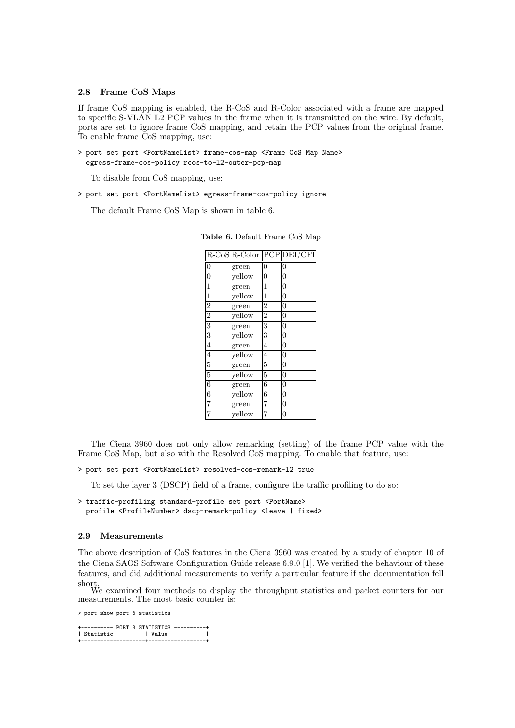### 2.8 Frame CoS Maps

If frame CoS mapping is enabled, the R-CoS and R-Color associated with a frame are mapped to specific S-VLAN L2 PCP values in the frame when it is transmitted on the wire. By default, ports are set to ignore frame CoS mapping, and retain the PCP values from the original frame. To enable frame CoS mapping, use:

```
> port set port <PortNameList> frame-cos-map <Frame CoS Map Name>
  egress-frame-cos-policy rcos-to-l2-outer-pcp-map
```

To disable from CoS mapping, use:

```
> port set port <PortNameList> egress-frame-cos-policy ignore
```

The default Frame CoS Map is shown in table 6.

**Table 6.** Default Frame CoS Map

| R-CoS | R-Color | PCP | DEI/CFI |
|---|---|---|---|
| 0 | green | 0 | 0 |
| 0 | yellow | 0 | 0 |
| 1 | green | 1 | 0 |
| 1 | yellow | 1 | 0 |
| 2 | green | 2 | 0 |
| 2 | yellow | 2 | 0 |
| 3 | green | 3 | 0 |
| 3 | yellow | 3 | 0 |
| 4 | green | 4 | 0 |
| 4 | yellow | 4 | 0 |
| 5 | green | 5 | 0 |
| 5 | yellow | 5 | 0 |
| 6 | green | 6 | 0 |
| 6 | yellow | 6 | 0 |
| 7 | green | 7 | 0 |
| 7 | yellow | 7 | 0 |

The Ciena 3960 does not only allow remarking (setting) of the frame PCP value with the Frame CoS Map, but also with the Resolved CoS mapping. To enable that feature, use:

```
> port set port <PortNameList> resolved-cos-remark-l2 true
```

To set the layer 3 (DSCP) field of a frame, configure the traffic profiling to do so:

```
> traffic-profiling standard-profile set port <PortName>
  profile <ProfileNumber> dscp-remark-policy <leave | fixed>
```

### 2.9 Measurements

The above description of CoS features in the Ciena 3960 was created by a study of chapter 10 of the Ciena SAOS Software Configuration Guide release 6.9.0 [1]. We verified the behaviour of these features, and did additional measurements to verify a particular feature if the documentation fell short.

We examined four methods to display the throughput statistics and packet counters for our measurements. The most basic counter is:

```
> port show port 8 statistics

+---------- PORT 8 STATISTICS ----------+
| Statistic          | Value            |
+--------------------+------------------+
```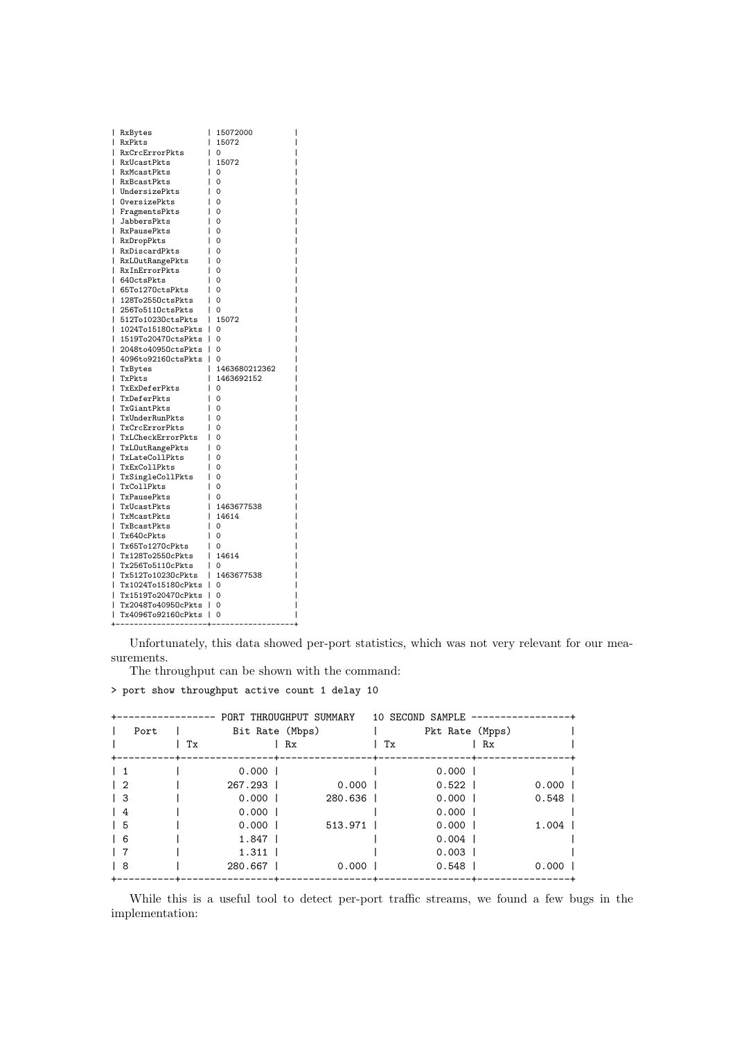```
| RxBytes              | 15072000          |
| RxPkts               | 15072             |
| RxCrcErrorPkts       | 0                 |
| RxUcastPkts          | 15072             |
| RxMcastPkts          | 0                 |
| RxBcastPkts          | 0                 |
| UndersizePkts        | 0                 |
| OversizePkts         | 0                 |
| FragmentsPkts        | 0                 |
| JabbersPkts          | 0                 |
| RxPausePkts          | 0                 |
| RxDropPkts           | 0                 |
| RxDiscardPkts        | 0                 |
| RxLOutRangePkts      | 0                 |
| RxInErrorPkts        | 0                 |
| 64OctsPkts           | 0                 |
| 65To127OctsPkts      | 0                 |
| 128To255OctsPkts     | 0                 |
| 256To511OctsPkts     | 0                 |
| 512To1023OctsPkts    | 15072             |
| 1024To1518OctsPkts   | 0                 |
| 1519To2047OctsPkts   | 0                 |
| 2048to4095OctsPkts   | 0                 |
| 4096to9216OctsPkts   | 0                 |
| TxBytes              | 1463680212362     |
| TxPkts               | 1463692152        |
| TxExDeferPkts        | 0                 |
| TxDeferPkts          | 0                 |
| TxGiantPkts          | 0                 |
| TxUnderRunPkts       | 0                 |
| TxCrcErrorPkts       | 0                 |
| TxLCheckErrorPkts    | 0                 |
| TxLOutRangePkts      | 0                 |
| TxLateCollPkts       | 0                 |
| TxExCollPkts         | 0                 |
| TxSingleCollPkts     | 0                 |
| TxCollPkts           | 0                 |
| TxPausePkts          | 0                 |
| TxUcastPkts          | 1463677538        |
| TxMcastPkts          | 14614             |
| TxBcastPkts          | 0                 |
| Tx64OcPkts           | 0                 |
| Tx65To127OcPkts      | 0                 |
| Tx128To255OcPkts     | 14614             |
| Tx256To511OcPkts     | 0                 |
| Tx512To1023OcPkts    | 1463677538        |
| Tx1024To1518OcPkts   | 0                 |
| Tx1519To2047OcPkts   | 0                 |
| Tx2048To4095OcPkts   | 0                 |
| Tx4096To9216OcPkts   | 0                 |
+----------------------+-------------------+
```

Unfortunately, this data showed per-port statistics, which was not very relevant for our measurements.

The throughput can be shown with the command:

```
> port show throughput active count 1 delay 10
```

```
+----------------- PORT THROUGHPUT SUMMARY   10 SECOND SAMPLE -----------------+
|   Port   |        Bit Rate (Mbps)         |        Pkt Rate (Mpps)         |
|          | Tx             | Rx            | Tx             | Rx            |
+----------+----------------+---------------+----------------+---------------+
| 1        |          0.000 |               |          0.000 |               |
| 2        |        267.293 |         0.000 |          0.522 |         0.000 |
| 3        |          0.000 |       280.636 |          0.000 |         0.548 |
| 4        |          0.000 |               |          0.000 |               |
| 5        |          0.000 |       513.971 |          0.000 |         1.004 |
| 6        |          1.847 |               |          0.004 |               |
| 7        |          1.311 |               |          0.003 |               |
| 8        |        280.667 |         0.000 |          0.548 |         0.000 |
+----------+----------------+---------------+----------------+---------------+
```

While this is a useful tool to detect per-port traffic streams, we found a few bugs in the implementation: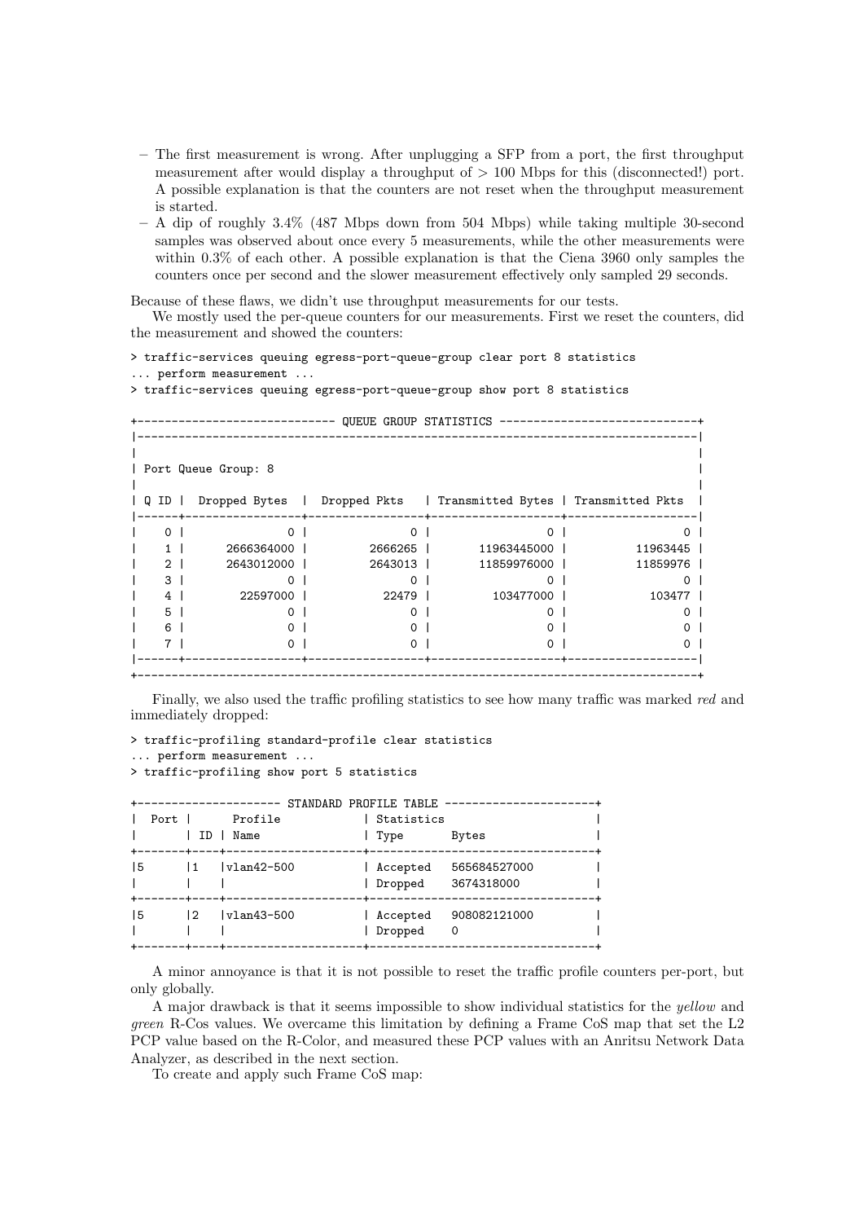- The first measurement is wrong. After unplugging a SFP from a port, the first throughput measurement after would display a throughput of > 100 Mbps for this (disconnected!) port. A possible explanation is that the counters are not reset when the throughput measurement is started.
- A dip of roughly 3.4% (487 Mbps down from 504 Mbps) while taking multiple 30-second samples was observed about once every 5 measurements, while the other measurements were within 0.3% of each other. A possible explanation is that the Ciena 3960 only samples the counters once per second and the slower measurement effectively only sampled 29 seconds.

Because of these flaws, we didn't use throughput measurements for our tests.

We mostly used the per-queue counters for our measurements. First we reset the counters, did the measurement and showed the counters:

```
> traffic-services queuing egress-port-queue-group clear port 8 statistics
... perform measurement ...
> traffic-services queuing egress-port-queue-group show port 8 statistics

+---------------------------- QUEUE GROUP STATISTICS -----------------------------+
|---------------------------------------------------------------------------------|
|                                                                                 |
| Port Queue Group: 8                                                             |
|                                                                                 |
| Q ID |  Dropped Bytes  |  Dropped Pkts   | Transmitted Bytes | Transmitted Pkts  |
|------+-----------------+-----------------+-------------------+-------------------|
|    0 |               0 |               0 |                 0 |                 0 |
|    1 |      2666364000 |         2666265 |       11963445000 |          11963445 |
|    2 |      2643012000 |         2643013 |       11859976000 |          11859976 |
|    3 |               0 |               0 |                 0 |                 0 |
|    4 |        22597000 |           22479 |         103477000 |            103477 |
|    5 |               0 |               0 |                 0 |                 0 |
|    6 |               0 |               0 |                 0 |                 0 |
|    7 |               0 |               0 |                 0 |                 0 |
|------+-----------------+-----------------+-------------------+-------------------|
+---------------------------------------------------------------------------------+
```

Finally, we also used the traffic profiling statistics to see how many traffic was marked *red* and immediately dropped:

```
> traffic-profiling standard-profile clear statistics
... perform measurement ...
> traffic-profiling show port 5 statistics

+--------------------- STANDARD PROFILE TABLE ----------------------+
|  Port |      Profile           | Statistics                       |
|       | ID | Name              | Type       Bytes                 |
+-------+----+-------------------+----------------------------------+
|5      |1   |vlan42-500         | Accepted   565684527000          |
|       |    |                   | Dropped    3674318000            |
+-------+----+-------------------+----------------------------------+
|5      |2   |vlan43-500         | Accepted   908082121000          |
|       |    |                   | Dropped    0                     |
+-------+----+-------------------+----------------------------------+
```

A minor annoyance is that it is not possible to reset the traffic profile counters per-port, but only globally.

A major drawback is that it seems impossible to show individual statistics for the *yellow* and *green* R-Cos values. We overcame this limitation by defining a Frame CoS map that set the L2 PCP value based on the R-Color, and measured these PCP values with an Anritsu Network Data Analyzer, as described in the next section.

To create and apply such Frame CoS map: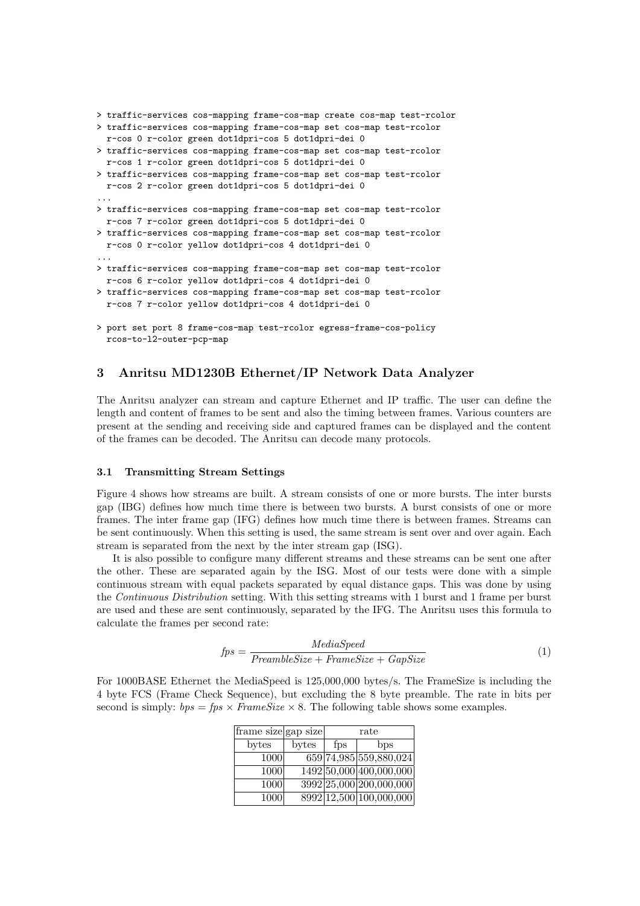```
> traffic-services cos-mapping frame-cos-map create cos-map test-rcolor
> traffic-services cos-mapping frame-cos-map set cos-map test-rcolor
  r-cos 0 r-color green dot1dpri-cos 5 dot1dpri-dei 0
> traffic-services cos-mapping frame-cos-map set cos-map test-rcolor
  r-cos 1 r-color green dot1dpri-cos 5 dot1dpri-dei 0
> traffic-services cos-mapping frame-cos-map set cos-map test-rcolor
  r-cos 2 r-color green dot1dpri-cos 5 dot1dpri-dei 0
...
> traffic-services cos-mapping frame-cos-map set cos-map test-rcolor
  r-cos 7 r-color green dot1dpri-cos 5 dot1dpri-dei 0
> traffic-services cos-mapping frame-cos-map set cos-map test-rcolor
  r-cos 0 r-color yellow dot1dpri-cos 4 dot1dpri-dei 0
...
> traffic-services cos-mapping frame-cos-map set cos-map test-rcolor
  r-cos 6 r-color yellow dot1dpri-cos 4 dot1dpri-dei 0
> traffic-services cos-mapping frame-cos-map set cos-map test-rcolor
  r-cos 7 r-color yellow dot1dpri-cos 4 dot1dpri-dei 0

> port set port 8 frame-cos-map test-rcolor egress-frame-cos-policy
  rcos-to-l2-outer-pcp-map
```

## 3 Anritsu MD1230B Ethernet/IP Network Data Analyzer

The Anritsu analyzer can stream and capture Ethernet and IP traffic. The user can define the length and content of frames to be sent and also the timing between frames. Various counters are present at the sending and receiving side and captured frames can be displayed and the content of the frames can be decoded. The Anritsu can decode many protocols.

### 3.1 Transmitting Stream Settings

Figure 4 shows how streams are built. A stream consists of one or more bursts. The inter bursts gap (IBG) defines how much time there is between two bursts. A burst consists of one or more frames. The inter frame gap (IFG) defines how much time there is between frames. Streams can be sent continuously. When this setting is used, the same stream is sent over and over again. Each stream is separated from the next by the inter stream gap (ISG).

It is also possible to configure many different streams and these streams can be sent one after the other. These are separated again by the ISG. Most of our tests were done with a simple continuous stream with equal packets separated by equal distance gaps. This was done by using the *Continuous Distribution* setting. With this setting streams with 1 burst and 1 frame per burst are used and these are sent continuously, separated by the IFG. The Anritsu uses this formula to calculate the frames per second rate:

$$fps = \frac{MediaSpeed}{PreambleSize + FrameSize + GapSize} \tag{1}$$

For 1000BASE Ethernet the MediaSpeed is 125,000,000 bytes/s. The FrameSize is including the 4 byte FCS (Frame Check Sequence), but excluding the 8 byte preamble. The rate in bits per second is simply: $bps = fps \times FrameSize \times 8$. The following table shows some examples.

| frame size | gap size | rate | |
|---|---|---|---|
| bytes | bytes | fps | bps |
| 1000 | 659 | 74,985 | 559,880,024 |
| 1000 | 1492 | 50,000 | 400,000,000 |
| 1000 | 3992 | 25,000 | 200,000,000 |
| 1000 | 8992 | 12,500 | 100,000,000 |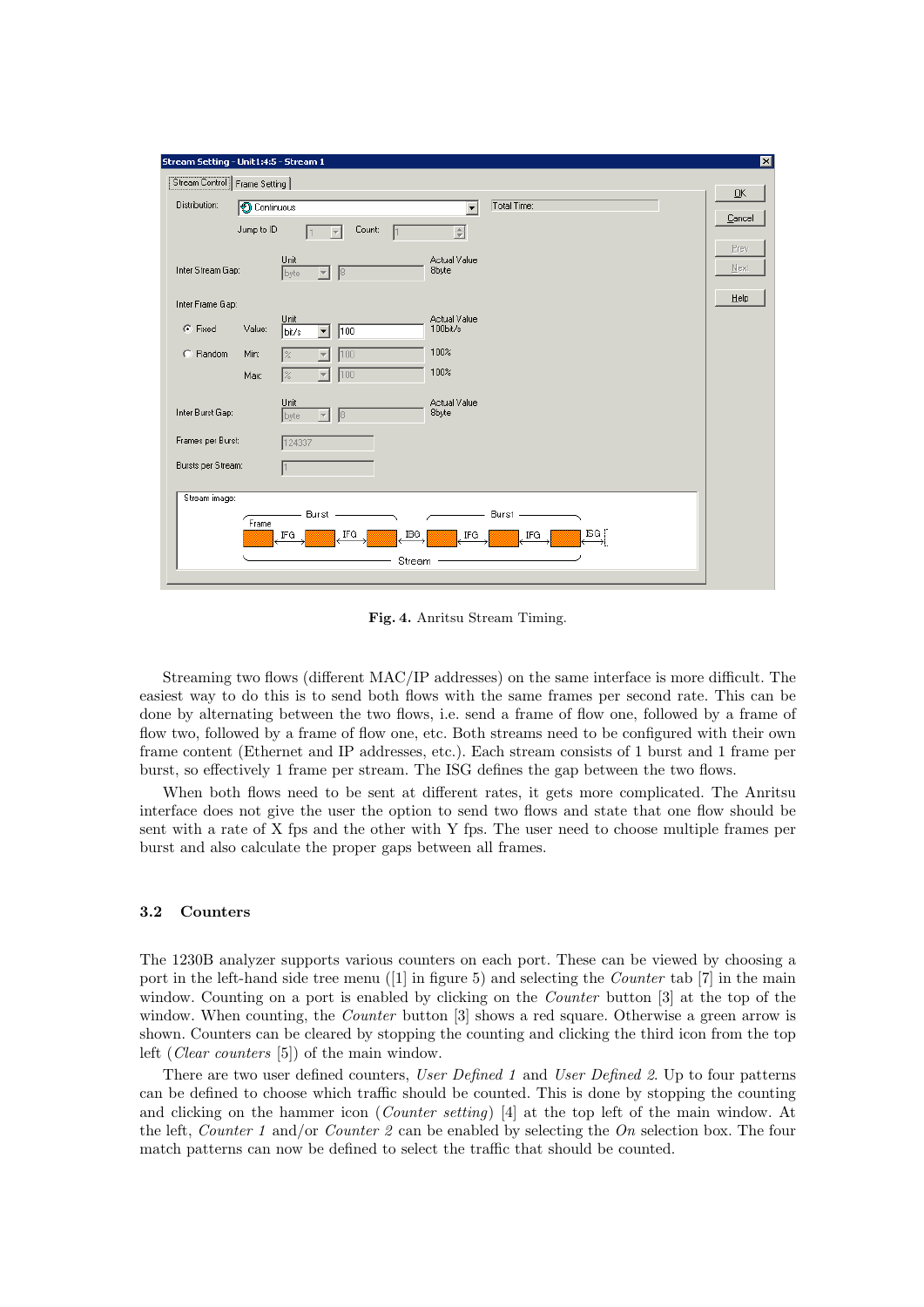Fig. 4. Anritsu Stream Timing.

Streaming two flows (different MAC/IP addresses) on the same interface is more difficult. The easiest way to do this is to send both flows with the same frames per second rate. This can be done by alternating between the two flows, i.e. send a frame of flow one, followed by a frame of flow two, followed by a frame of flow one, etc. Both streams need to be configured with their own frame content (Ethernet and IP addresses, etc.). Each stream consists of 1 burst and 1 frame per burst, so effectively 1 frame per stream. The ISG defines the gap between the two flows.

When both flows need to be sent at different rates, it gets more complicated. The Anritsu interface does not give the user the option to send two flows and state that one flow should be sent with a rate of X fps and the other with Y fps. The user need to choose multiple frames per burst and also calculate the proper gaps between all frames.

### 3.2 Counters

The 1230B analyzer supports various counters on each port. These can be viewed by choosing a port in the left-hand side tree menu ([1] in figure 5) and selecting the *Counter* tab [7] in the main window. Counting on a port is enabled by clicking on the *Counter* button [3] at the top of the window. When counting, the *Counter* button [3] shows a red square. Otherwise a green arrow is shown. Counters can be cleared by stopping the counting and clicking the third icon from the top left (*Clear counters* [5]) of the main window.

There are two user defined counters, *User Defined 1* and *User Defined 2*. Up to four patterns can be defined to choose which traffic should be counted. This is done by stopping the counting and clicking on the hammer icon (*Counter setting*) [4] at the top left of the main window. At the left, *Counter 1* and/or *Counter 2* can be enabled by selecting the *On* selection box. The four match patterns can now be defined to select the traffic that should be counted.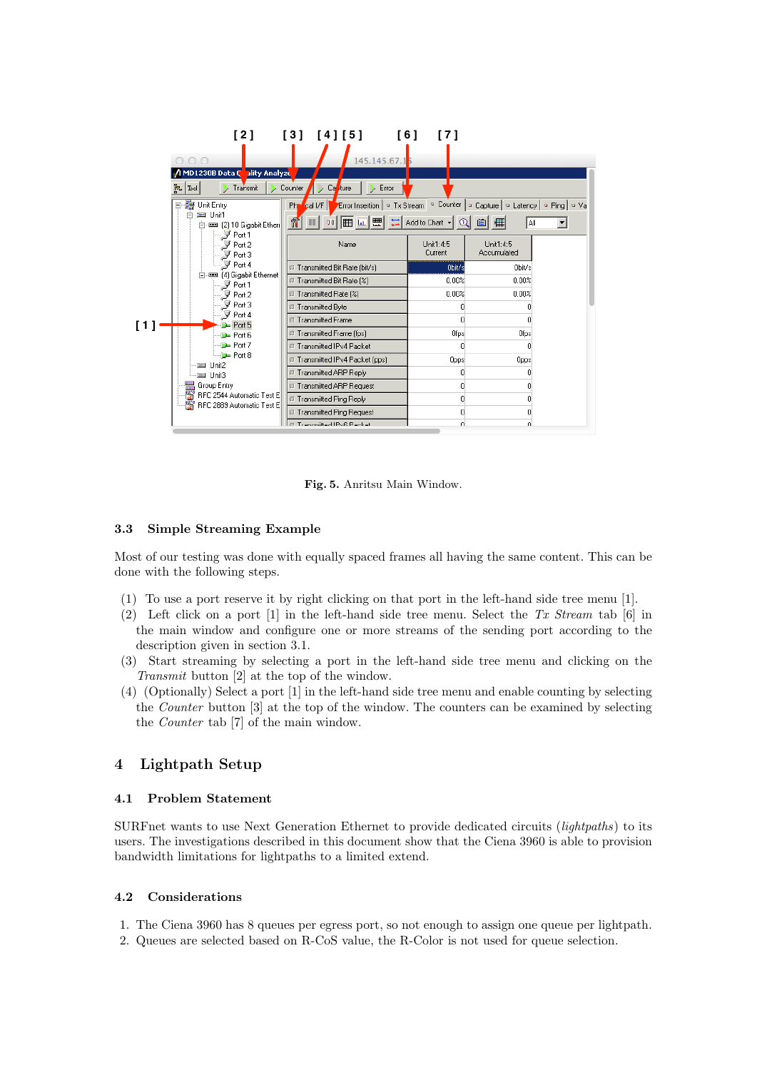**Fig. 5.** Anritsu Main Window.

### 3.3 Simple Streaming Example

Most of our testing was done with equally spaced frames all having the same content. This can be done with the following steps.

(1) To use a port reserve it by right clicking on that port in the left-hand side tree menu [1].
(2) Left click on a port [1] in the left-hand side tree menu. Select the *Tx Stream* tab [6] in the main window and configure one or more streams of the sending port according to the description given in section 3.1.
(3) Start streaming by selecting a port in the left-hand side tree menu and clicking on the *Transmit* button [2] at the top of the window.
(4) (Optionally) Select a port [1] in the left-hand side tree menu and enable counting by selecting the *Counter* button [3] at the top of the window. The counters can be examined by selecting the *Counter* tab [7] of the main window.

## 4 Lightpath Setup

### 4.1 Problem Statement

SURFnet wants to use Next Generation Ethernet to provide dedicated circuits (*lightpaths*) to its users. The investigations described in this document show that the Ciena 3960 is able to provision bandwidth limitations for lightpaths to a limited extend.

### 4.2 Considerations

1. The Ciena 3960 has 8 queues per egress port, so not enough to assign one queue per lightpath.
2. Queues are selected based on R-CoS value, the R-Color is not used for queue selection.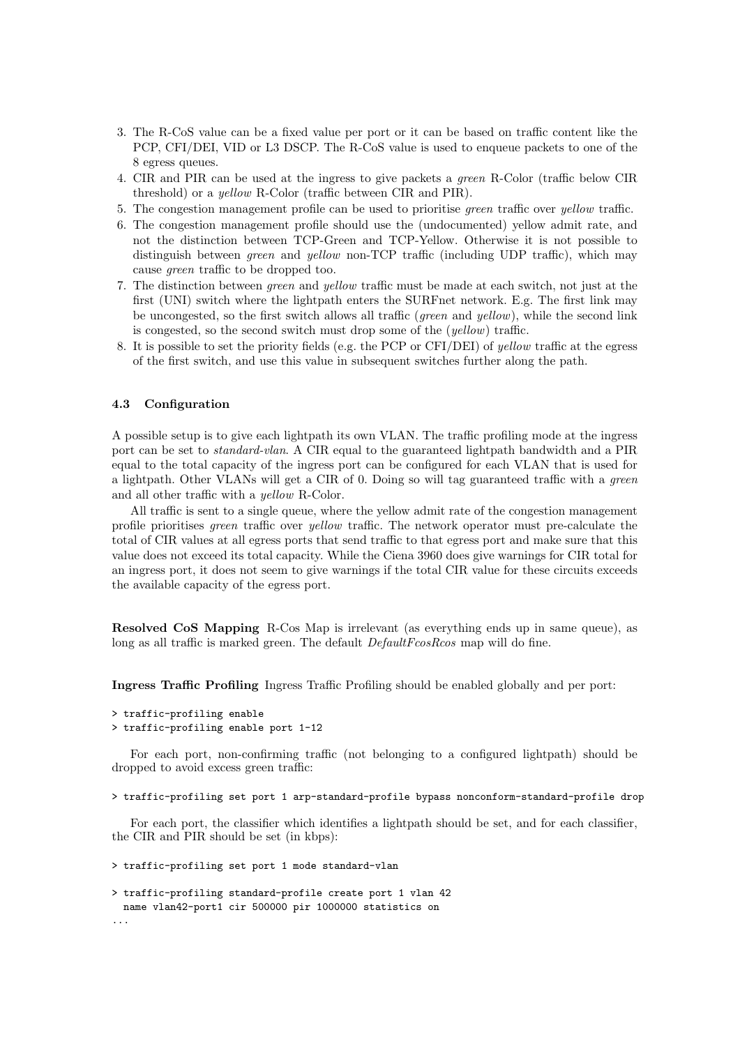3. The R-CoS value can be a fixed value per port or it can be based on traffic content like the PCP, CFI/DEI, VID or L3 DSCP. The R-CoS value is used to enqueue packets to one of the 8 egress queues.
4. CIR and PIR can be used at the ingress to give packets a *green* R-Color (traffic below CIR threshold) or a *yellow* R-Color (traffic between CIR and PIR).
5. The congestion management profile can be used to prioritise *green* traffic over *yellow* traffic.
6. The congestion management profile should use the (undocumented) yellow admit rate, and not the distinction between TCP-Green and TCP-Yellow. Otherwise it is not possible to distinguish between *green* and *yellow* non-TCP traffic (including UDP traffic), which may cause *green* traffic to be dropped too.
7. The distinction between *green* and *yellow* traffic must be made at each switch, not just at the first (UNI) switch where the lightpath enters the SURFnet network. E.g. The first link may be uncongested, so the first switch allows all traffic (*green* and *yellow*), while the second link is congested, so the second switch must drop some of the (*yellow*) traffic.
8. It is possible to set the priority fields (e.g. the PCP or CFI/DEI) of *yellow* traffic at the egress of the first switch, and use this value in subsequent switches further along the path.

### 4.3 Configuration

A possible setup is to give each lightpath its own VLAN. The traffic profiling mode at the ingress port can be set to *standard-vlan*. A CIR equal to the guaranteed lightpath bandwidth and a PIR equal to the total capacity of the ingress port can be configured for each VLAN that is used for a lightpath. Other VLANs will get a CIR of 0. Doing so will tag guaranteed traffic with a *green* and all other traffic with a *yellow* R-Color.

All traffic is sent to a single queue, where the yellow admit rate of the congestion management profile prioritises *green* traffic over *yellow* traffic. The network operator must pre-calculate the total of CIR values at all egress ports that send traffic to that egress port and make sure that this value does not exceed its total capacity. While the Ciena 3960 does give warnings for CIR total for an ingress port, it does not seem to give warnings if the total CIR value for these circuits exceeds the available capacity of the egress port.

**Resolved CoS Mapping** R-Cos Map is irrelevant (as everything ends up in same queue), as long as all traffic is marked green. The default *DefaultFcosRcos* map will do fine.

**Ingress Traffic Profiling** Ingress Traffic Profiling should be enabled globally and per port:

```
> traffic-profiling enable
> traffic-profiling enable port 1-12
```

For each port, non-confirming traffic (not belonging to a configured lightpath) should be dropped to avoid excess green traffic:

```
> traffic-profiling set port 1 arp-standard-profile bypass nonconform-standard-profile drop
```

For each port, the classifier which identifies a lightpath should be set, and for each classifier, the CIR and PIR should be set (in kbps):

```
> traffic-profiling set port 1 mode standard-vlan

> traffic-profiling standard-profile create port 1 vlan 42
  name vlan42-port1 cir 500000 pir 1000000 statistics on
...
```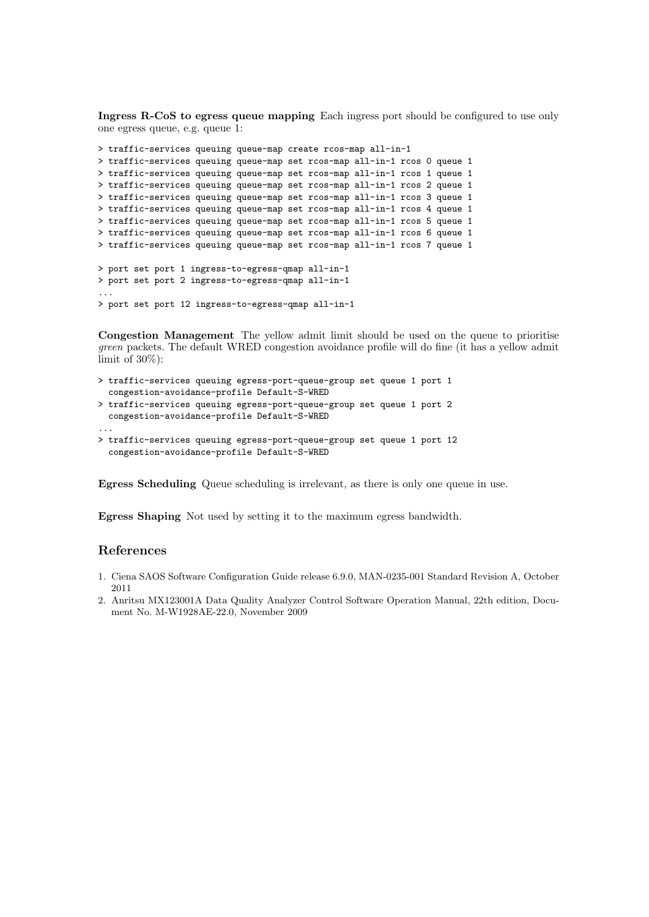**Ingress R-CoS to egress queue mapping** Each ingress port should be configured to use only one egress queue, e.g. queue 1:

```
> traffic-services queuing queue-map create rcos-map all-in-1
> traffic-services queuing queue-map set rcos-map all-in-1 rcos 0 queue 1
> traffic-services queuing queue-map set rcos-map all-in-1 rcos 1 queue 1
> traffic-services queuing queue-map set rcos-map all-in-1 rcos 2 queue 1
> traffic-services queuing queue-map set rcos-map all-in-1 rcos 3 queue 1
> traffic-services queuing queue-map set rcos-map all-in-1 rcos 4 queue 1
> traffic-services queuing queue-map set rcos-map all-in-1 rcos 5 queue 1
> traffic-services queuing queue-map set rcos-map all-in-1 rcos 6 queue 1
> traffic-services queuing queue-map set rcos-map all-in-1 rcos 7 queue 1

> port set port 1 ingress-to-egress-qmap all-in-1
> port set port 2 ingress-to-egress-qmap all-in-1
...
> port set port 12 ingress-to-egress-qmap all-in-1
```

**Congestion Management** The yellow admit limit should be used on the queue to prioritise *green* packets. The default WRED congestion avoidance profile will do fine (it has a yellow admit limit of 30%):

```
> traffic-services queuing egress-port-queue-group set queue 1 port 1
  congestion-avoidance-profile Default-S-WRED
> traffic-services queuing egress-port-queue-group set queue 1 port 2
  congestion-avoidance-profile Default-S-WRED
...
> traffic-services queuing egress-port-queue-group set queue 1 port 12
  congestion-avoidance-profile Default-S-WRED
```

**Egress Scheduling** Queue scheduling is irrelevant, as there is only one queue in use.

**Egress Shaping** Not used by setting it to the maximum egress bandwidth.

## References

1. Ciena SAOS Software Configuration Guide release 6.9.0, MAN-0235-001 Standard Revision A, October 2011
2. Anritsu MX123001A Data Quality Analyzer Control Software Operation Manual, 22th edition, Document No. M-W1928AE-22.0, November 2009